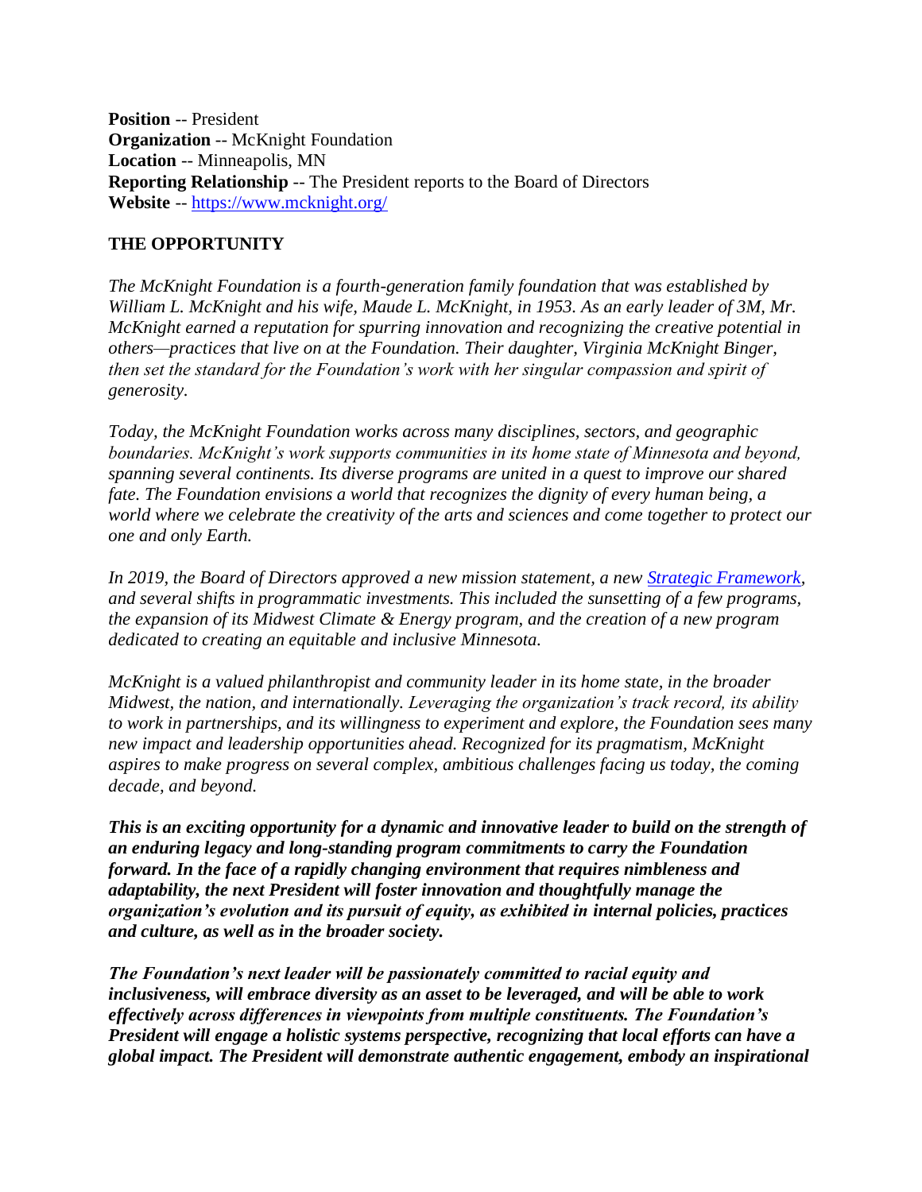**Position** -- President
**Organization** -- McKnight Foundation
**Location** -- Minneapolis, MN
**Reporting Relationship** -- The President reports to the Board of Directors
**Website** -- [https://www.mcknight.org/](https://www.mcknight.org/)

## THE OPPORTUNITY

*The McKnight Foundation is a fourth-generation family foundation that was established by William L. McKnight and his wife, Maude L. McKnight, in 1953. As an early leader of 3M, Mr. McKnight earned a reputation for spurring innovation and recognizing the creative potential in others—practices that live on at the Foundation. Their daughter, Virginia McKnight Binger, then set the standard for the Foundation's work with her singular compassion and spirit of generosity.*

*Today, the McKnight Foundation works across many disciplines, sectors, and geographic boundaries. McKnight's work supports communities in its home state of Minnesota and beyond, spanning several continents. Its diverse programs are united in a quest to improve our shared fate. The Foundation envisions a world that recognizes the dignity of every human being, a world where we celebrate the creativity of the arts and sciences and come together to protect our one and only Earth.*

*In 2019, the Board of Directors approved a new mission statement, a new [Strategic Framework](), and several shifts in programmatic investments. This included the sunsetting of a few programs, the expansion of its Midwest Climate & Energy program, and the creation of a new program dedicated to creating an equitable and inclusive Minnesota.*

*McKnight is a valued philanthropist and community leader in its home state, in the broader Midwest, the nation, and internationally. Leveraging the organization's track record, its ability to work in partnerships, and its willingness to experiment and explore, the Foundation sees many new impact and leadership opportunities ahead. Recognized for its pragmatism, McKnight aspires to make progress on several complex, ambitious challenges facing us today, the coming decade, and beyond.*

***This is an exciting opportunity for a dynamic and innovative leader to build on the strength of an enduring legacy and long-standing program commitments to carry the Foundation forward. In the face of a rapidly changing environment that requires nimbleness and adaptability, the next President will foster innovation and thoughtfully manage the organization's evolution and its pursuit of equity, as exhibited in internal policies, practices and culture, as well as in the broader society.***

***The Foundation's next leader will be passionately committed to racial equity and inclusiveness, will embrace diversity as an asset to be leveraged, and will be able to work effectively across differences in viewpoints from multiple constituents. The Foundation's President will engage a holistic systems perspective, recognizing that local efforts can have a global impact. The President will demonstrate authentic engagement, embody an inspirational***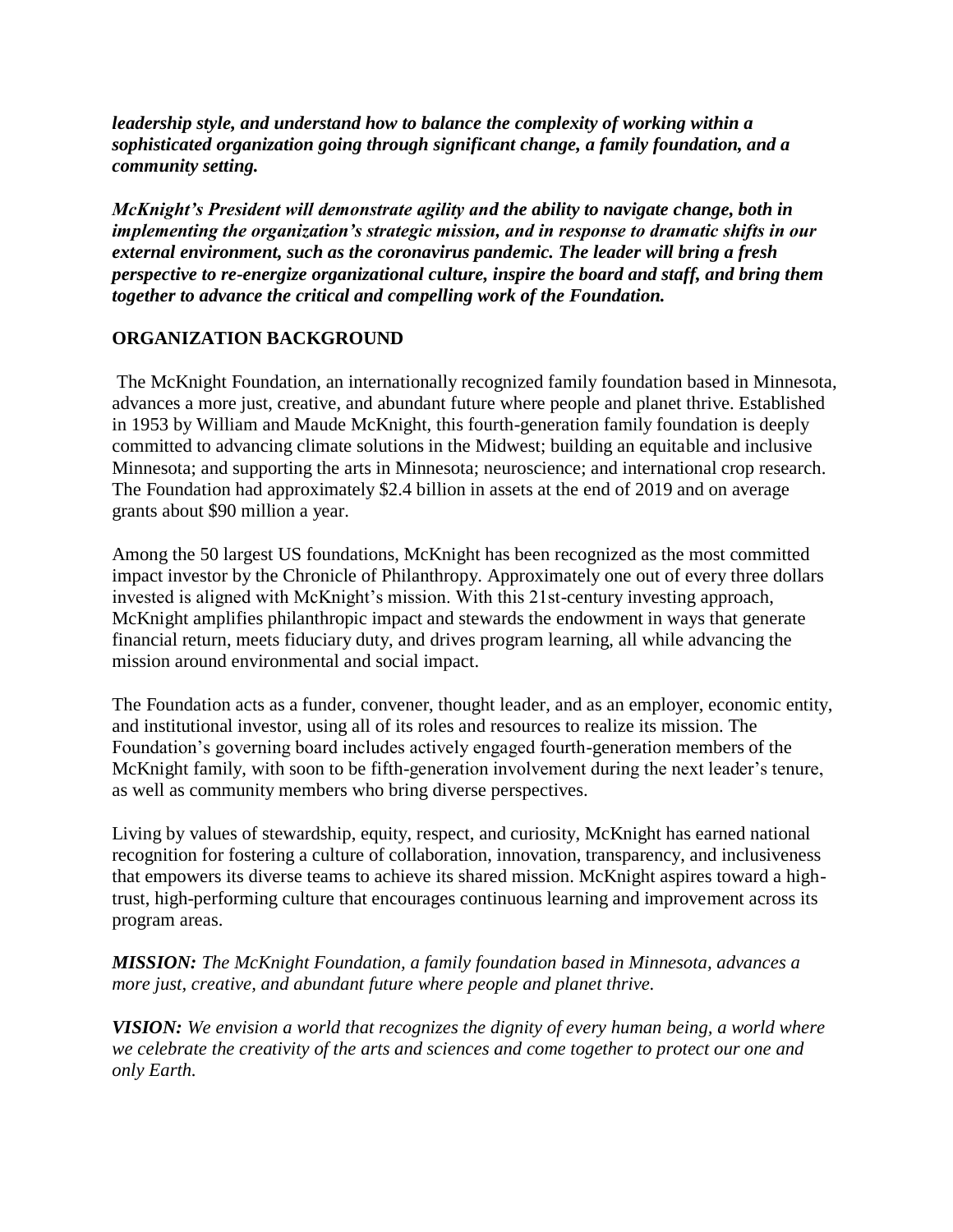***leadership style, and understand how to balance the complexity of working within a sophisticated organization going through significant change, a family foundation, and a community setting.***

***McKnight's President will demonstrate agility and the ability to navigate change, both in implementing the organization's strategic mission, and in response to dramatic shifts in our external environment, such as the coronavirus pandemic. The leader will bring a fresh perspective to re-energize organizational culture, inspire the board and staff, and bring them together to advance the critical and compelling work of the Foundation.***

## ORGANIZATION BACKGROUND

The McKnight Foundation, an internationally recognized family foundation based in Minnesota, advances a more just, creative, and abundant future where people and planet thrive. Established in 1953 by William and Maude McKnight, this fourth-generation family foundation is deeply committed to advancing climate solutions in the Midwest; building an equitable and inclusive Minnesota; and supporting the arts in Minnesota; neuroscience; and international crop research. The Foundation had approximately $2.4 billion in assets at the end of 2019 and on average grants about $90 million a year.

Among the 50 largest US foundations, McKnight has been recognized as the most committed impact investor by the Chronicle of Philanthropy. Approximately one out of every three dollars invested is aligned with McKnight's mission. With this 21st-century investing approach, McKnight amplifies philanthropic impact and stewards the endowment in ways that generate financial return, meets fiduciary duty, and drives program learning, all while advancing the mission around environmental and social impact.

The Foundation acts as a funder, convener, thought leader, and as an employer, economic entity, and institutional investor, using all of its roles and resources to realize its mission. The Foundation's governing board includes actively engaged fourth-generation members of the McKnight family, with soon to be fifth-generation involvement during the next leader's tenure, as well as community members who bring diverse perspectives.

Living by values of stewardship, equity, respect, and curiosity, McKnight has earned national recognition for fostering a culture of collaboration, innovation, transparency, and inclusiveness that empowers its diverse teams to achieve its shared mission. McKnight aspires toward a high-trust, high-performing culture that encourages continuous learning and improvement across its program areas.

***MISSION:*** *The McKnight Foundation, a family foundation based in Minnesota, advances a more just, creative, and abundant future where people and planet thrive.*

***VISION:*** *We envision a world that recognizes the dignity of every human being, a world where we celebrate the creativity of the arts and sciences and come together to protect our one and only Earth.*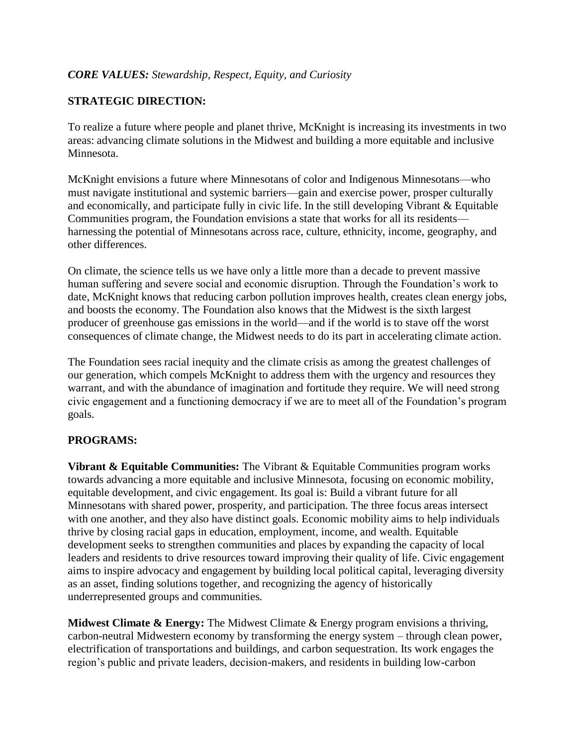***CORE VALUES:*** *Stewardship, Respect, Equity, and Curiosity*

**STRATEGIC DIRECTION:**

To realize a future where people and planet thrive, McKnight is increasing its investments in two areas: advancing climate solutions in the Midwest and building a more equitable and inclusive Minnesota.

McKnight envisions a future where Minnesotans of color and Indigenous Minnesotans—who must navigate institutional and systemic barriers—gain and exercise power, prosper culturally and economically, and participate fully in civic life. In the still developing Vibrant & Equitable Communities program, the Foundation envisions a state that works for all its residents—harnessing the potential of Minnesotans across race, culture, ethnicity, income, geography, and other differences.

On climate, the science tells us we have only a little more than a decade to prevent massive human suffering and severe social and economic disruption. Through the Foundation's work to date, McKnight knows that reducing carbon pollution improves health, creates clean energy jobs, and boosts the economy. The Foundation also knows that the Midwest is the sixth largest producer of greenhouse gas emissions in the world—and if the world is to stave off the worst consequences of climate change, the Midwest needs to do its part in accelerating climate action.

The Foundation sees racial inequity and the climate crisis as among the greatest challenges of our generation, which compels McKnight to address them with the urgency and resources they warrant, and with the abundance of imagination and fortitude they require. We will need strong civic engagement and a functioning democracy if we are to meet all of the Foundation's program goals.

**PROGRAMS:**

**Vibrant & Equitable Communities:** The Vibrant & Equitable Communities program works towards advancing a more equitable and inclusive Minnesota, focusing on economic mobility, equitable development, and civic engagement. Its goal is: Build a vibrant future for all Minnesotans with shared power, prosperity, and participation. The three focus areas intersect with one another, and they also have distinct goals. Economic mobility aims to help individuals thrive by closing racial gaps in education, employment, income, and wealth. Equitable development seeks to strengthen communities and places by expanding the capacity of local leaders and residents to drive resources toward improving their quality of life. Civic engagement aims to inspire advocacy and engagement by building local political capital, leveraging diversity as an asset, finding solutions together, and recognizing the agency of historically underrepresented groups and communities.

**Midwest Climate & Energy:** The Midwest Climate & Energy program envisions a thriving, carbon-neutral Midwestern economy by transforming the energy system – through clean power, electrification of transportations and buildings, and carbon sequestration. Its work engages the region's public and private leaders, decision-makers, and residents in building low-carbon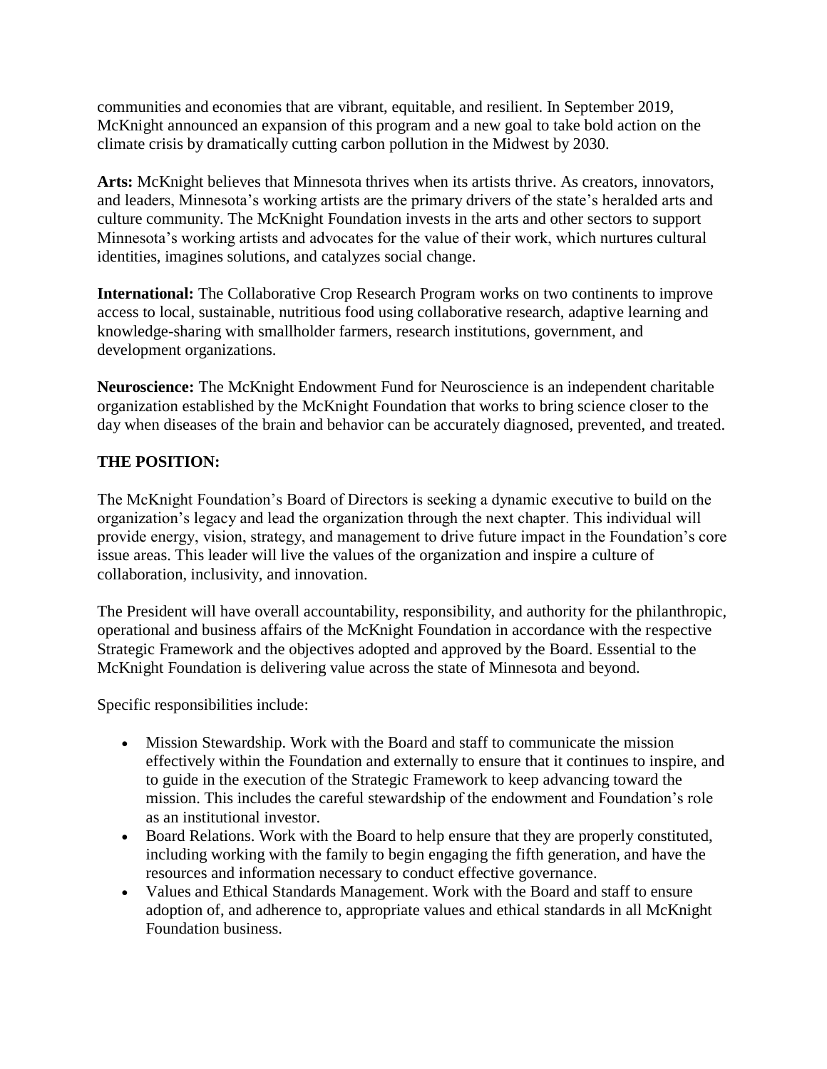communities and economies that are vibrant, equitable, and resilient. In September 2019, McKnight announced an expansion of this program and a new goal to take bold action on the climate crisis by dramatically cutting carbon pollution in the Midwest by 2030.

**Arts:** McKnight believes that Minnesota thrives when its artists thrive. As creators, innovators, and leaders, Minnesota's working artists are the primary drivers of the state's heralded arts and culture community. The McKnight Foundation invests in the arts and other sectors to support Minnesota's working artists and advocates for the value of their work, which nurtures cultural identities, imagines solutions, and catalyzes social change.

**International:** The Collaborative Crop Research Program works on two continents to improve access to local, sustainable, nutritious food using collaborative research, adaptive learning and knowledge-sharing with smallholder farmers, research institutions, government, and development organizations.

**Neuroscience:** The McKnight Endowment Fund for Neuroscience is an independent charitable organization established by the McKnight Foundation that works to bring science closer to the day when diseases of the brain and behavior can be accurately diagnosed, prevented, and treated.

## THE POSITION:

The McKnight Foundation's Board of Directors is seeking a dynamic executive to build on the organization's legacy and lead the organization through the next chapter. This individual will provide energy, vision, strategy, and management to drive future impact in the Foundation's core issue areas. This leader will live the values of the organization and inspire a culture of collaboration, inclusivity, and innovation.

The President will have overall accountability, responsibility, and authority for the philanthropic, operational and business affairs of the McKnight Foundation in accordance with the respective Strategic Framework and the objectives adopted and approved by the Board. Essential to the McKnight Foundation is delivering value across the state of Minnesota and beyond.

Specific responsibilities include:

- Mission Stewardship. Work with the Board and staff to communicate the mission effectively within the Foundation and externally to ensure that it continues to inspire, and to guide in the execution of the Strategic Framework to keep advancing toward the mission. This includes the careful stewardship of the endowment and Foundation's role as an institutional investor.
- Board Relations. Work with the Board to help ensure that they are properly constituted, including working with the family to begin engaging the fifth generation, and have the resources and information necessary to conduct effective governance.
- Values and Ethical Standards Management. Work with the Board and staff to ensure adoption of, and adherence to, appropriate values and ethical standards in all McKnight Foundation business.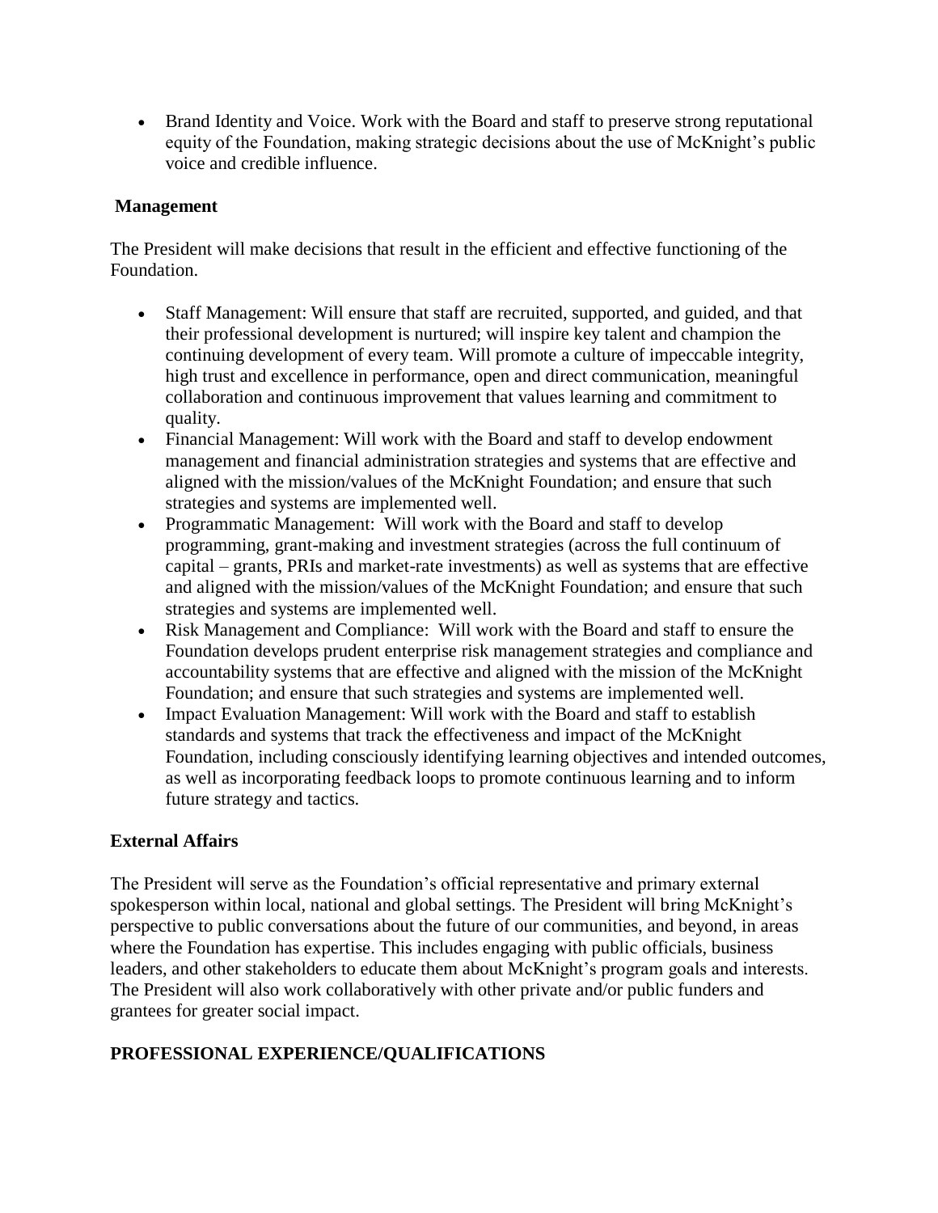- Brand Identity and Voice. Work with the Board and staff to preserve strong reputational equity of the Foundation, making strategic decisions about the use of McKnight's public voice and credible influence.

**Management**

The President will make decisions that result in the efficient and effective functioning of the Foundation.

- Staff Management: Will ensure that staff are recruited, supported, and guided, and that their professional development is nurtured; will inspire key talent and champion the continuing development of every team. Will promote a culture of impeccable integrity, high trust and excellence in performance, open and direct communication, meaningful collaboration and continuous improvement that values learning and commitment to quality.
- Financial Management: Will work with the Board and staff to develop endowment management and financial administration strategies and systems that are effective and aligned with the mission/values of the McKnight Foundation; and ensure that such strategies and systems are implemented well.
- Programmatic Management: Will work with the Board and staff to develop programming, grant-making and investment strategies (across the full continuum of capital – grants, PRIs and market-rate investments) as well as systems that are effective and aligned with the mission/values of the McKnight Foundation; and ensure that such strategies and systems are implemented well.
- Risk Management and Compliance: Will work with the Board and staff to ensure the Foundation develops prudent enterprise risk management strategies and compliance and accountability systems that are effective and aligned with the mission of the McKnight Foundation; and ensure that such strategies and systems are implemented well.
- Impact Evaluation Management: Will work with the Board and staff to establish standards and systems that track the effectiveness and impact of the McKnight Foundation, including consciously identifying learning objectives and intended outcomes, as well as incorporating feedback loops to promote continuous learning and to inform future strategy and tactics.

**External Affairs**

The President will serve as the Foundation's official representative and primary external spokesperson within local, national and global settings. The President will bring McKnight's perspective to public conversations about the future of our communities, and beyond, in areas where the Foundation has expertise. This includes engaging with public officials, business leaders, and other stakeholders to educate them about McKnight's program goals and interests. The President will also work collaboratively with other private and/or public funders and grantees for greater social impact.

## PROFESSIONAL EXPERIENCE/QUALIFICATIONS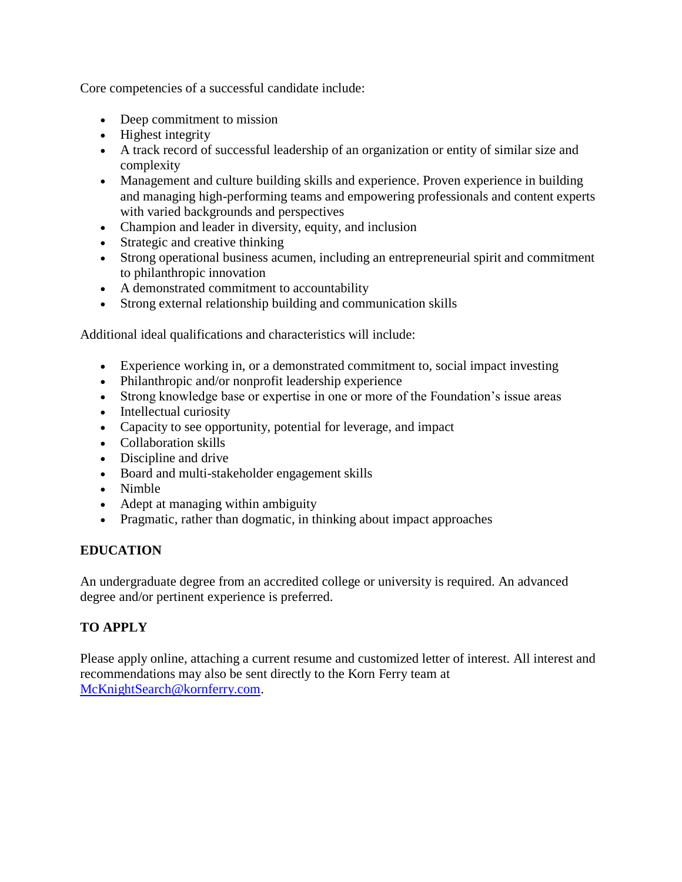Core competencies of a successful candidate include:

- Deep commitment to mission
- Highest integrity
- A track record of successful leadership of an organization or entity of similar size and complexity
- Management and culture building skills and experience. Proven experience in building and managing high-performing teams and empowering professionals and content experts with varied backgrounds and perspectives
- Champion and leader in diversity, equity, and inclusion
- Strategic and creative thinking
- Strong operational business acumen, including an entrepreneurial spirit and commitment to philanthropic innovation
- A demonstrated commitment to accountability
- Strong external relationship building and communication skills

Additional ideal qualifications and characteristics will include:

- Experience working in, or a demonstrated commitment to, social impact investing
- Philanthropic and/or nonprofit leadership experience
- Strong knowledge base or expertise in one or more of the Foundation's issue areas
- Intellectual curiosity
- Capacity to see opportunity, potential for leverage, and impact
- Collaboration skills
- Discipline and drive
- Board and multi-stakeholder engagement skills
- Nimble
- Adept at managing within ambiguity
- Pragmatic, rather than dogmatic, in thinking about impact approaches

**EDUCATION**

An undergraduate degree from an accredited college or university is required. An advanced degree and/or pertinent experience is preferred.

**TO APPLY**

Please apply online, attaching a current resume and customized letter of interest. All interest and recommendations may also be sent directly to the Korn Ferry team at [McKnightSearch@kornferry.com](mailto:McKnightSearch@kornferry.com).